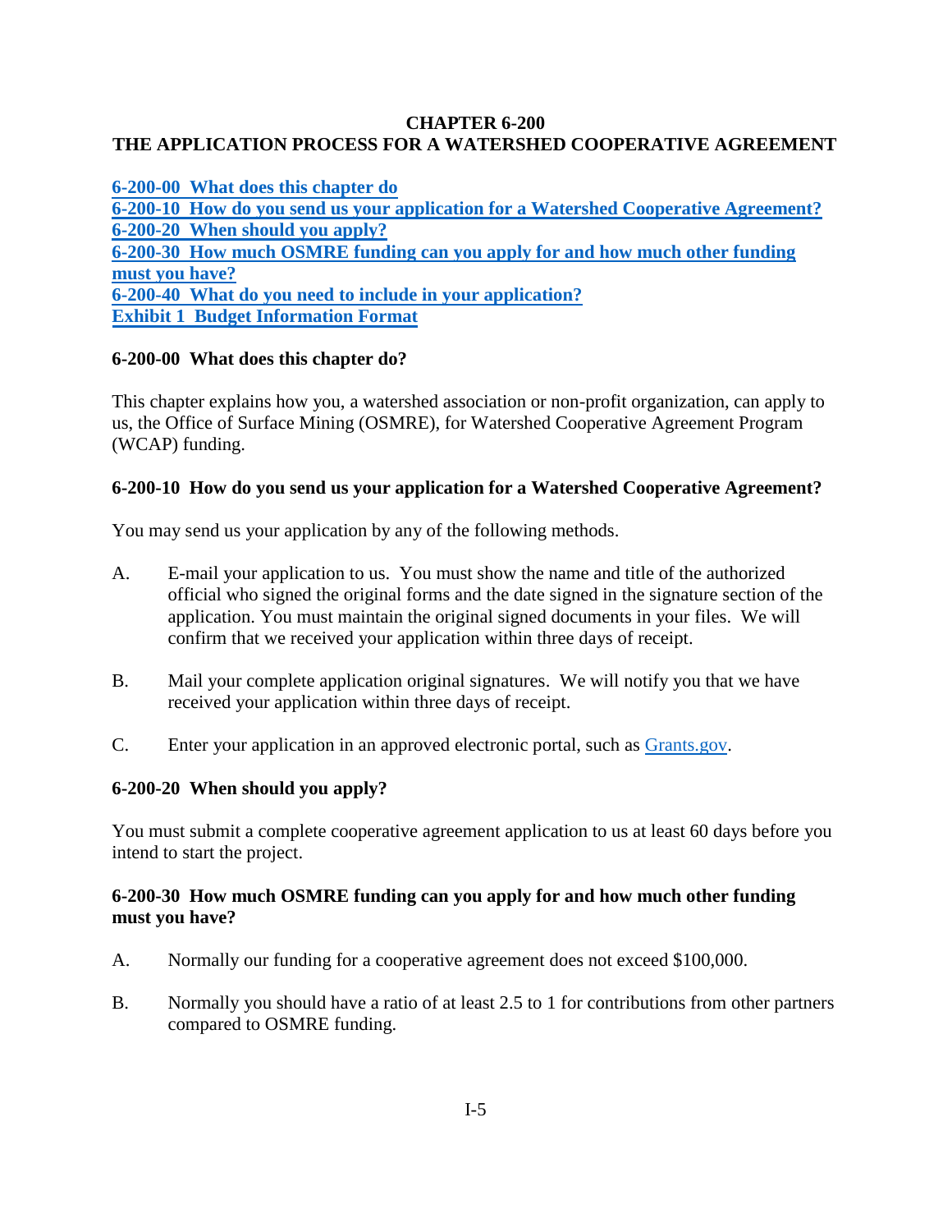# CHAPTER 6-200
# THE APPLICATION PROCESS FOR A WATERSHED COOPERATIVE AGREEMENT

[6-200-00 What does this chapter do](#)
[6-200-10 How do you send us your application for a Watershed Cooperative Agreement?](#)
[6-200-20 When should you apply?](#)
[6-200-30 How much OSMRE funding can you apply for and how much other funding must you have?](#)
[6-200-40 What do you need to include in your application?](#)
[Exhibit 1 Budget Information Format](#)

## 6-200-00 What does this chapter do?

This chapter explains how you, a watershed association or non-profit organization, can apply to us, the Office of Surface Mining (OSMRE), for Watershed Cooperative Agreement Program (WCAP) funding.

## 6-200-10 How do you send us your application for a Watershed Cooperative Agreement?

You may send us your application by any of the following methods.

A. E-mail your application to us. You must show the name and title of the authorized official who signed the original forms and the date signed in the signature section of the application. You must maintain the original signed documents in your files. We will confirm that we received your application within three days of receipt.

B. Mail your complete application original signatures. We will notify you that we have received your application within three days of receipt.

C. Enter your application in an approved electronic portal, such as [Grants.gov](#).

## 6-200-20 When should you apply?

You must submit a complete cooperative agreement application to us at least 60 days before you intend to start the project.

## 6-200-30 How much OSMRE funding can you apply for and how much other funding must you have?

A. Normally our funding for a cooperative agreement does not exceed $100,000.

B. Normally you should have a ratio of at least 2.5 to 1 for contributions from other partners compared to OSMRE funding.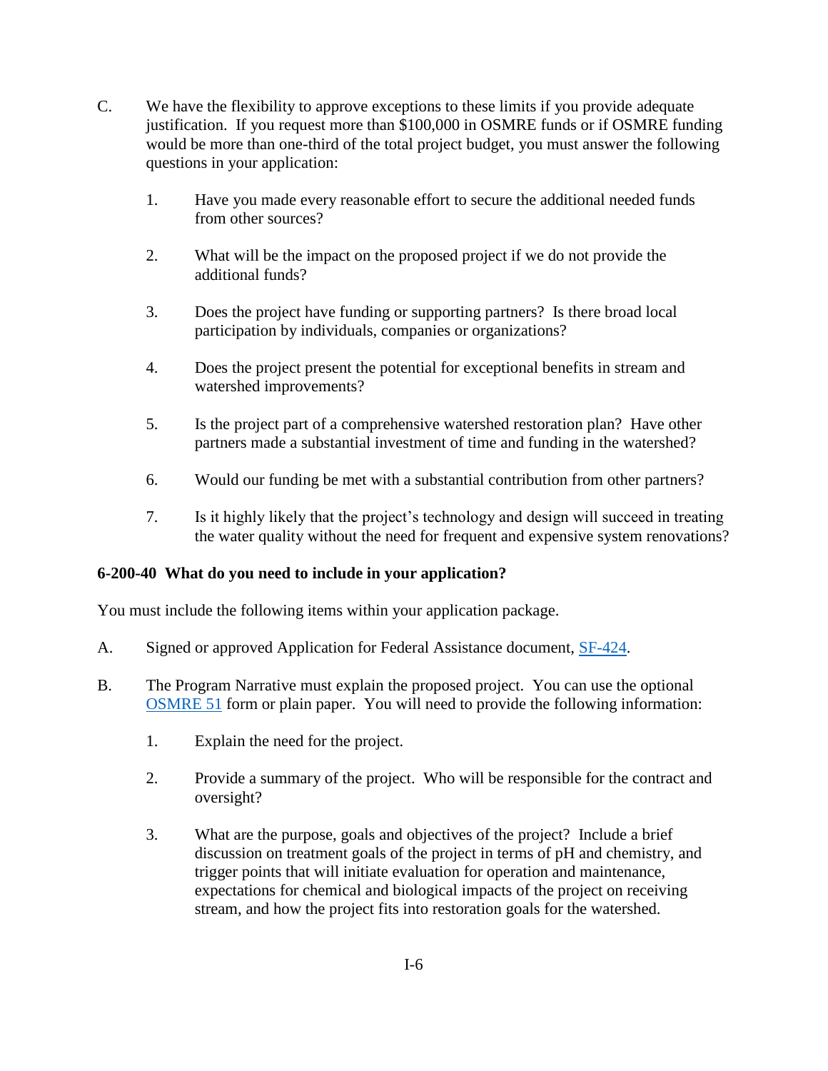C. We have the flexibility to approve exceptions to these limits if you provide adequate justification. If you request more than $100,000 in OSMRE funds or if OSMRE funding would be more than one-third of the total project budget, you must answer the following questions in your application:

  1. Have you made every reasonable effort to secure the additional needed funds from other sources?

  2. What will be the impact on the proposed project if we do not provide the additional funds?

  3. Does the project have funding or supporting partners? Is there broad local participation by individuals, companies or organizations?

  4. Does the project present the potential for exceptional benefits in stream and watershed improvements?

  5. Is the project part of a comprehensive watershed restoration plan? Have other partners made a substantial investment of time and funding in the watershed?

  6. Would our funding be met with a substantial contribution from other partners?

  7. Is it highly likely that the project's technology and design will succeed in treating the water quality without the need for frequent and expensive system renovations?

**6-200-40 What do you need to include in your application?**

You must include the following items within your application package.

A. Signed or approved Application for Federal Assistance document, SF-424.

B. The Program Narrative must explain the proposed project. You can use the optional OSMRE 51 form or plain paper. You will need to provide the following information:

  1. Explain the need for the project.

  2. Provide a summary of the project. Who will be responsible for the contract and oversight?

  3. What are the purpose, goals and objectives of the project? Include a brief discussion on treatment goals of the project in terms of pH and chemistry, and trigger points that will initiate evaluation for operation and maintenance, expectations for chemical and biological impacts of the project on receiving stream, and how the project fits into restoration goals for the watershed.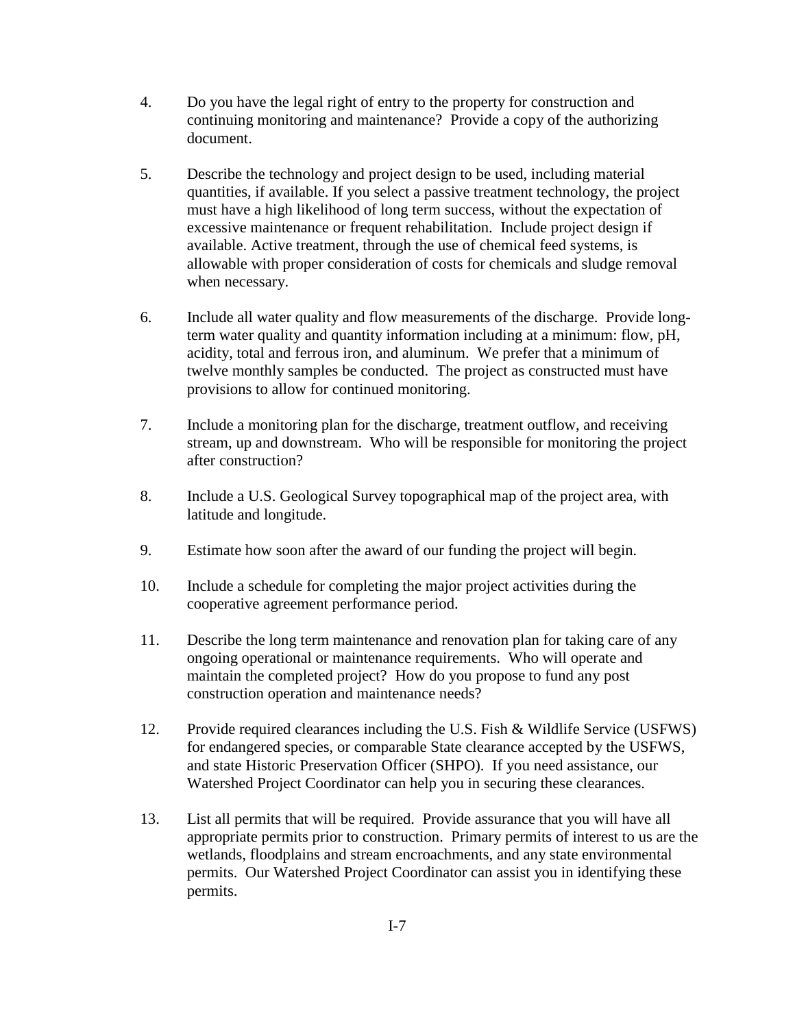4. Do you have the legal right of entry to the property for construction and continuing monitoring and maintenance? Provide a copy of the authorizing document.

5. Describe the technology and project design to be used, including material quantities, if available. If you select a passive treatment technology, the project must have a high likelihood of long term success, without the expectation of excessive maintenance or frequent rehabilitation. Include project design if available. Active treatment, through the use of chemical feed systems, is allowable with proper consideration of costs for chemicals and sludge removal when necessary.

6. Include all water quality and flow measurements of the discharge. Provide long-term water quality and quantity information including at a minimum: flow, pH, acidity, total and ferrous iron, and aluminum. We prefer that a minimum of twelve monthly samples be conducted. The project as constructed must have provisions to allow for continued monitoring.

7. Include a monitoring plan for the discharge, treatment outflow, and receiving stream, up and downstream. Who will responsible for monitoring the project after construction?

8. Include a U.S. Geological Survey topographical map of the project area, with latitude and longitude.

9. Estimate how soon after the award of our funding the project will begin.

10. Include a schedule for completing the major project activities during the cooperative agreement performance period.

11. Describe the long term maintenance and renovation plan for taking care of any ongoing operational or maintenance requirements. Who will operate and maintain the completed project? How do you propose to fund any post construction operation and maintenance needs?

12. Provide required clearances including the U.S. Fish & Wildlife Service (USFWS) for endangered species, or comparable State clearance accepted by the USFWS, and state Historic Preservation Officer (SHPO). If you need assistance, our Watershed Project Coordinator can help you in securing these clearances.

13. List all permits that will be required. Provide assurance that you will have all appropriate permits prior to construction. Primary permits of interest to us are the wetlands, floodplains and stream encroachments, and any state environmental permits. Our Watershed Project Coordinator can assist you in identifying these permits.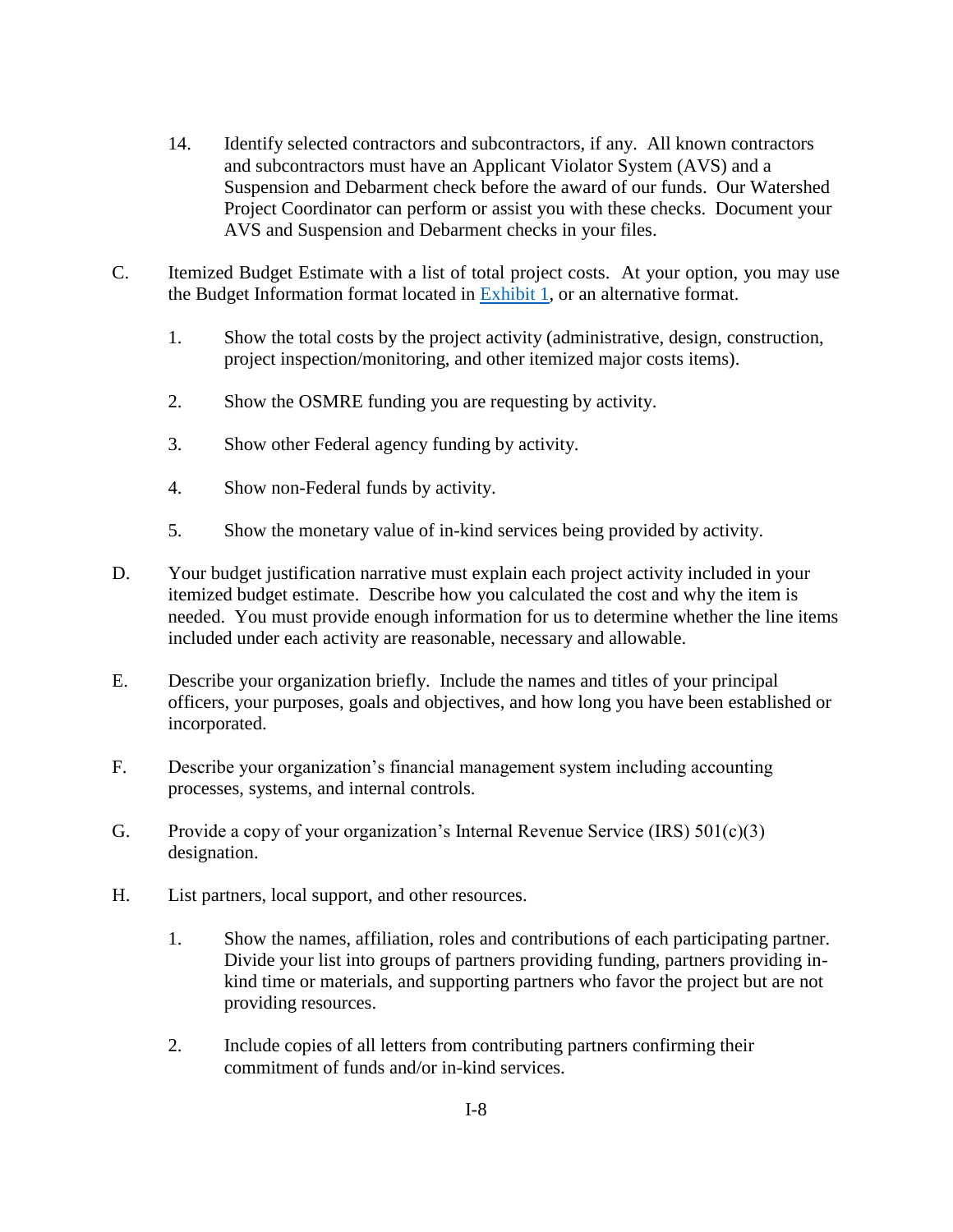14. Identify selected contractors and subcontractors, if any. All known contractors and subcontractors must have an Applicant Violator System (AVS) and a Suspension and Debarment check before the award of our funds. Our Watershed Project Coordinator can perform or assist you with these checks. Document your AVS and Suspension and Debarment checks in your files.

C. Itemized Budget Estimate with a list of total project costs. At your option, you may use the Budget Information format located in [Exhibit 1](), or an alternative format.

   1. Show the total costs by the project activity (administrative, design, construction, project inspection/monitoring, and other itemized major costs items).

   2. Show the OSMRE funding you are requesting by activity.

   3. Show other Federal agency funding by activity.

   4. Show non-Federal funds by activity.

   5. Show the monetary value of in-kind services being provided by activity.

D. Your budget justification narrative must explain each project activity included in your itemized budget estimate. Describe how you calculated the cost and why the item is needed. You must provide enough information for us to determine whether the line items included under each activity are reasonable, necessary and allowable.

E. Describe your organization briefly. Include the names and titles of your principal officers, your purposes, goals and objectives, and how long you have been established or incorporated.

F. Describe your organization's financial management system including accounting processes, systems, and internal controls.

G. Provide a copy of your organization's Internal Revenue Service (IRS) 501(c)(3) designation.

H. List partners, local support, and other resources.

   1. Show the names, affiliation, roles and contributions of each participating partner. Divide your list into groups of partners providing funding, partners providing in-kind time or materials, and supporting partners who favor the project but are not providing resources.

   2. Include copies of all letters from contributing partners confirming their commitment of funds and/or in-kind services.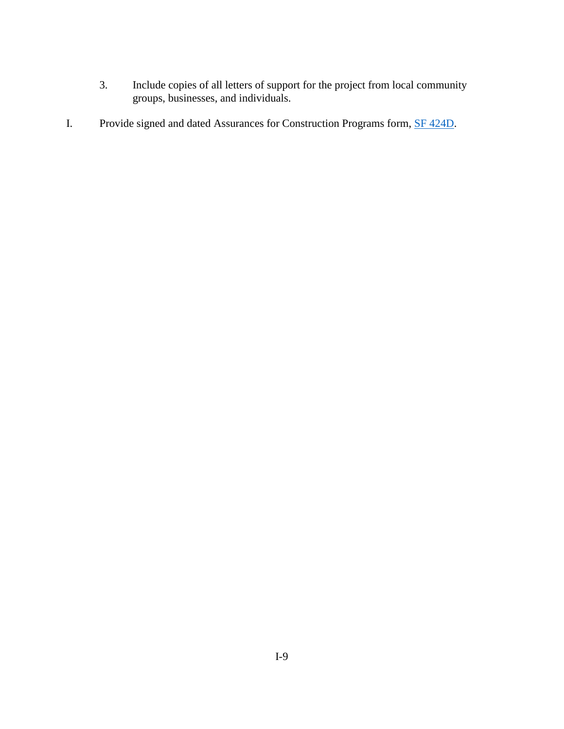3. Include copies of all letters of support for the project from local community groups, businesses, and individuals.

I. Provide signed and dated Assurances for Construction Programs form, SF 424D.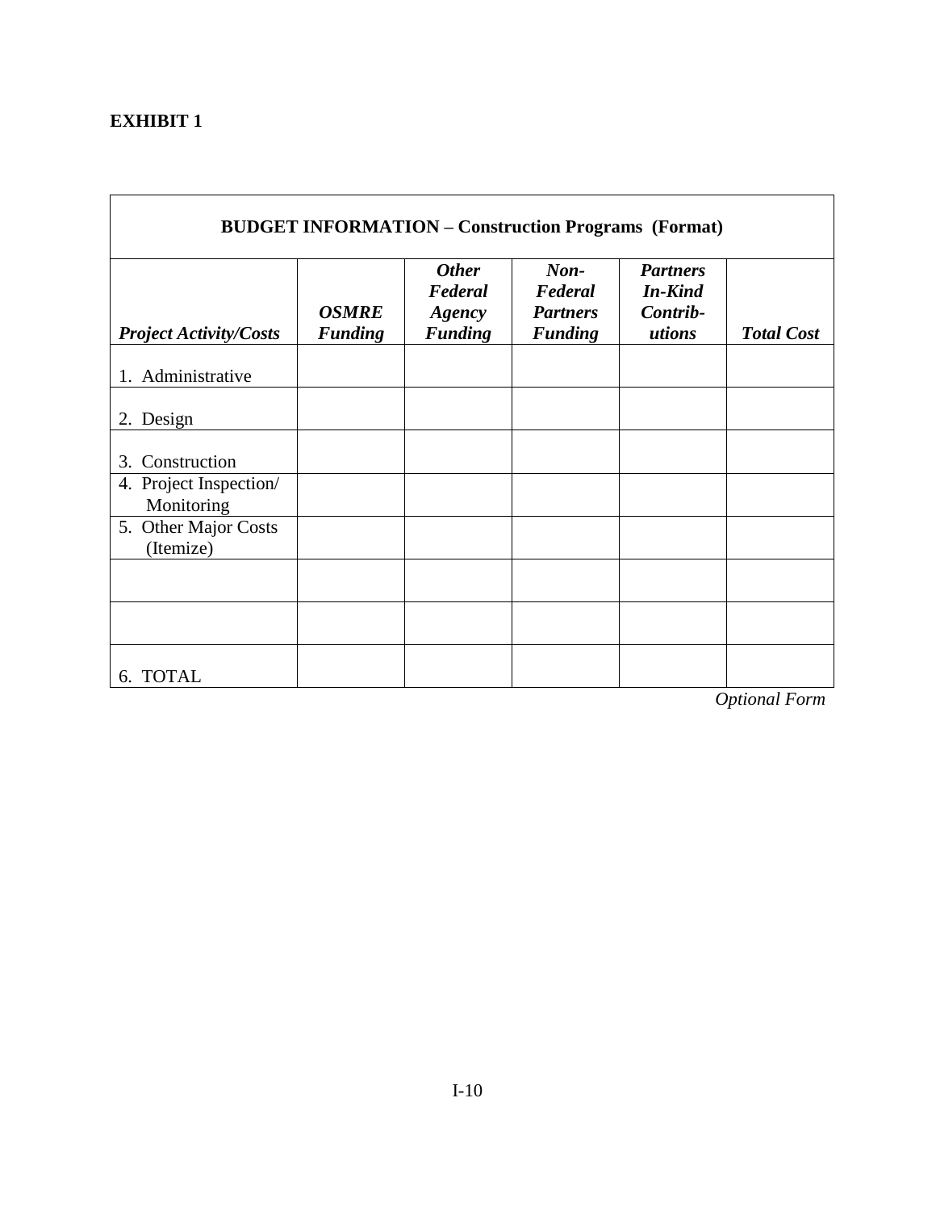**EXHIBIT 1**

| BUDGET INFORMATION – Construction Programs (Format) | | | | | |
|---|---|---|---|---|---|
| ***Project Activity/Costs*** | ***OSMRE Funding*** | ***Other Federal Agency Funding*** | ***Non-Federal Partners Funding*** | ***Partners In-Kind Contrib-utions*** | ***Total Cost*** |
| 1. Administrative | | | | | |
| 2. Design | | | | | |
| 3. Construction | | | | | |
| 4. Project Inspection/ Monitoring | | | | | |
| 5. Other Major Costs (Itemize) | | | | | |
| | | | | | |
| | | | | | |
| 6. TOTAL | | | | | |

*Optional Form*